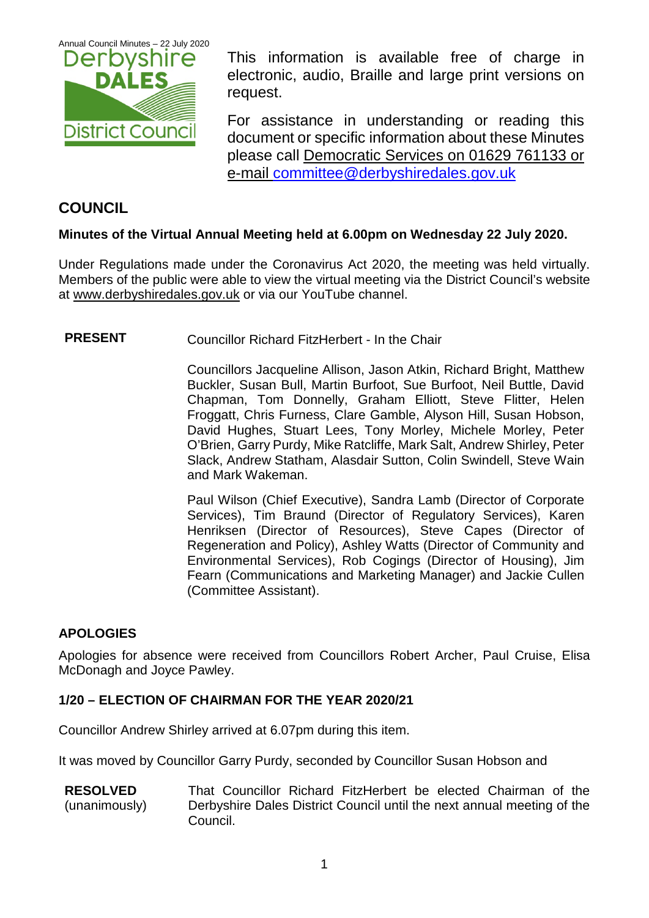This information is available free of charge in electronic, audio, Braille and large print versions on request.

For assistance in understanding or reading this document or specific information about these Minutes please call Democratic Services on 01629 761133 or e-mail committee@derbyshiredales.gov.uk

# COUNCIL

**Minutes of the Virtual Annual Meeting held at 6.00pm on Wednesday 22 July 2020.**

Under Regulations made under the Coronavirus Act 2020, the meeting was held virtually. Members of the public were able to view the virtual meeting via the District Council's website at www.derbyshiredales.gov.uk or via our YouTube channel.

**PRESENT** Councillor Richard FitzHerbert - In the Chair

Councillors Jacqueline Allison, Jason Atkin, Richard Bright, Matthew Buckler, Susan Bull, Martin Burfoot, Sue Burfoot, Neil Buttle, David Chapman, Tom Donnelly, Graham Elliott, Steve Flitter, Helen Froggatt, Chris Furness, Clare Gamble, Alyson Hill, Susan Hobson, David Hughes, Stuart Lees, Tony Morley, Michele Morley, Peter O'Brien, Garry Purdy, Mike Ratcliffe, Mark Salt, Andrew Shirley, Peter Slack, Andrew Statham, Alasdair Sutton, Colin Swindell, Steve Wain and Mark Wakeman.

Paul Wilson (Chief Executive), Sandra Lamb (Director of Corporate Services), Tim Braund (Director of Regulatory Services), Karen Henriksen (Director of Resources), Steve Capes (Director of Regeneration and Policy), Ashley Watts (Director of Community and Environmental Services), Rob Cogings (Director of Housing), Jim Fearn (Communications and Marketing Manager) and Jackie Cullen (Committee Assistant).

## APOLOGIES

Apologies for absence were received from Councillors Robert Archer, Paul Cruise, Elisa McDonagh and Joyce Pawley.

## 1/20 – ELECTION OF CHAIRMAN FOR THE YEAR 2020/21

Councillor Andrew Shirley arrived at 6.07pm during this item.

It was moved by Councillor Garry Purdy, seconded by Councillor Susan Hobson and

**RESOLVED** (unanimously) That Councillor Richard FitzHerbert be elected Chairman of the Derbyshire Dales District Council until the next annual meeting of the Council.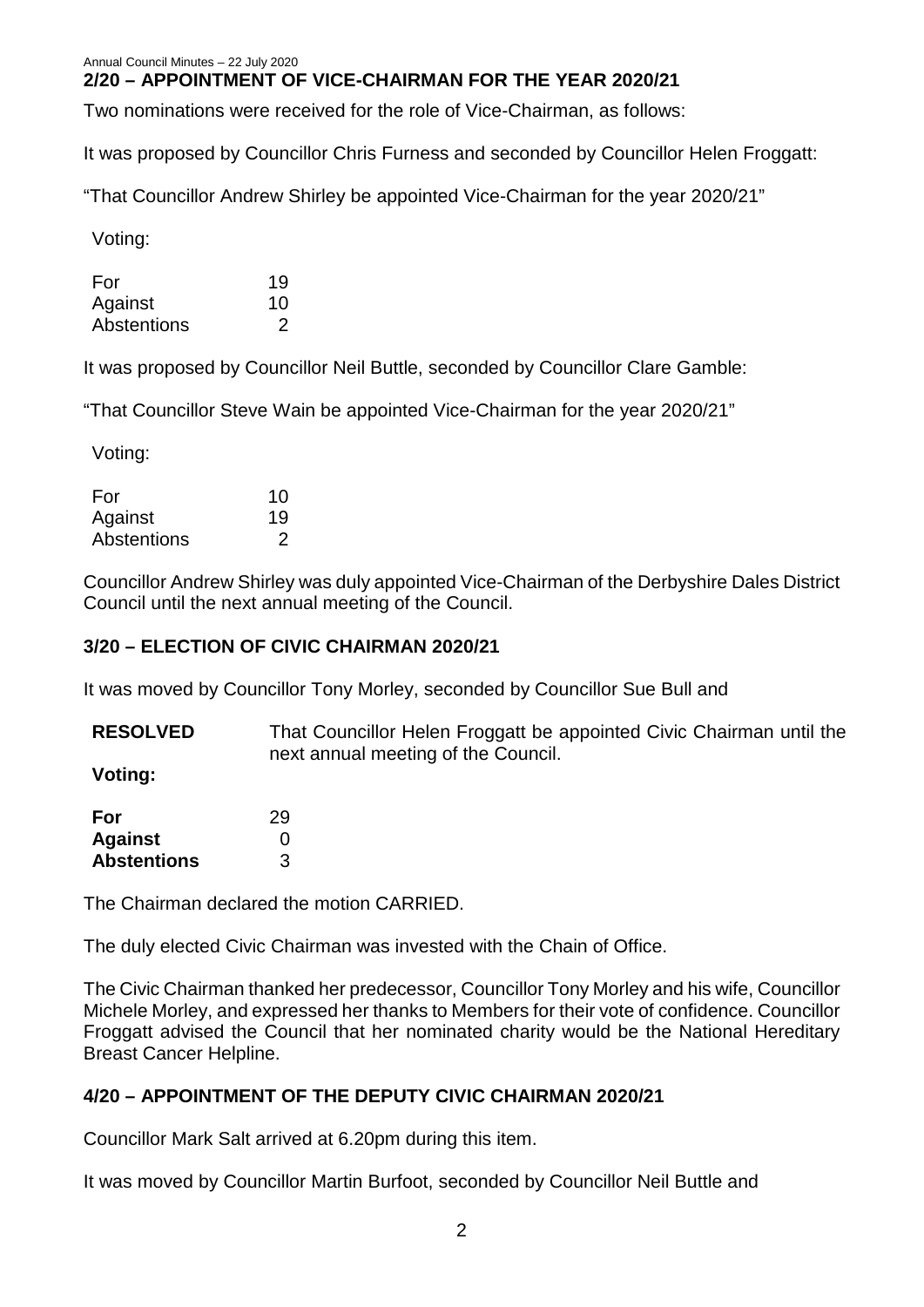## 2/20 – APPOINTMENT OF VICE-CHAIRMAN FOR THE YEAR 2020/21

Two nominations were received for the role of Vice-Chairman, as follows:

It was proposed by Councillor Chris Furness and seconded by Councillor Helen Froggatt:

"That Councillor Andrew Shirley be appointed Vice-Chairman for the year 2020/21"

Voting:

| | |
|---|---|
| For | 19 |
| Against | 10 |
| Abstentions | 2 |

It was proposed by Councillor Neil Buttle, seconded by Councillor Clare Gamble:

"That Councillor Steve Wain be appointed Vice-Chairman for the year 2020/21"

Voting:

| | |
|---|---|
| For | 10 |
| Against | 19 |
| Abstentions | 2 |

Councillor Andrew Shirley was duly appointed Vice-Chairman of the Derbyshire Dales District Council until the next annual meeting of the Council.

## 3/20 – ELECTION OF CIVIC CHAIRMAN 2020/21

It was moved by Councillor Tony Morley, seconded by Councillor Sue Bull and

**RESOLVED** That Councillor Helen Froggatt be appointed Civic Chairman until the next annual meeting of the Council.

**Voting:**

| | |
|---|---|
| **For** | 29 |
| **Against** | 0 |
| **Abstentions** | 3 |

The Chairman declared the motion CARRIED.

The duly elected Civic Chairman was invested with the Chain of Office.

The Civic Chairman thanked her predecessor, Councillor Tony Morley and his wife, Councillor Michele Morley, and expressed her thanks to Members for their vote of confidence. Councillor Froggatt advised the Council that her nominated charity would be the National Hereditary Breast Cancer Helpline.

## 4/20 – APPOINTMENT OF THE DEPUTY CIVIC CHAIRMAN 2020/21

Councillor Mark Salt arrived at 6.20pm during this item.

It was moved by Councillor Martin Burfoot, seconded by Councillor Neil Buttle and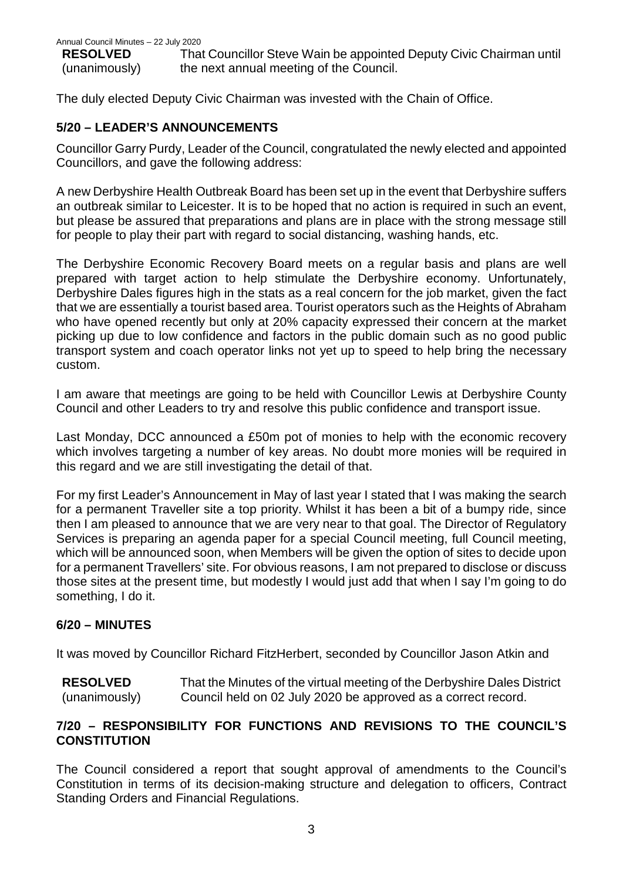| **RESOLVED** (unanimously) | That Councillor Steve Wain be appointed Deputy Civic Chairman until the next annual meeting of the Council. |
| --- | --- |

The duly elected Deputy Civic Chairman was invested with the Chain of Office.

## 5/20 – LEADER'S ANNOUNCEMENTS

Councillor Garry Purdy, Leader of the Council, congratulated the newly elected and appointed Councillors, and gave the following address:

A new Derbyshire Health Outbreak Board has been set up in the event that Derbyshire suffers an outbreak similar to Leicester. It is to be hoped that no action is required in such an event, but please be assured that preparations and plans are in place with the strong message still for people to play their part with regard to social distancing, washing hands, etc.

The Derbyshire Economic Recovery Board meets on a regular basis and plans are well prepared with target action to help stimulate the Derbyshire economy. Unfortunately, Derbyshire Dales figures high in the stats as a real concern for the job market, given the fact that we are essentially a tourist based area. Tourist operators such as the Heights of Abraham who have opened recently but only at 20% capacity expressed their concern at the market picking up due to low confidence and factors in the public domain such as no good public transport system and coach operator links not yet up to speed to help bring the necessary custom.

I am aware that meetings are going to be held with Councillor Lewis at Derbyshire County Council and other Leaders to try and resolve this public confidence and transport issue.

Last Monday, DCC announced a £50m pot of monies to help with the economic recovery which involves targeting a number of key areas. No doubt more monies will be required in this regard and we are still investigating the detail of that.

For my first Leader's Announcement in May of last year I stated that I was making the search for a permanent Traveller site a top priority. Whilst it has been a bit of a bumpy ride, since then I am pleased to announce that we are very near to that goal. The Director of Regulatory Services is preparing an agenda paper for a special Council meeting, full Council meeting, which will be announced soon, when Members will be given the option of sites to decide upon for a permanent Travellers' site. For obvious reasons, I am not prepared to disclose or discuss those sites at the present time, but modestly I would just add that when I say I'm going to do something, I do it.

## 6/20 – MINUTES

It was moved by Councillor Richard FitzHerbert, seconded by Councillor Jason Atkin and

| **RESOLVED** (unanimously) | That the Minutes of the virtual meeting of the Derbyshire Dales District Council held on 02 July 2020 be approved as a correct record. |
| --- | --- |

## 7/20 – RESPONSIBILITY FOR FUNCTIONS AND REVISIONS TO THE COUNCIL'S CONSTITUTION

The Council considered a report that sought approval of amendments to the Council's Constitution in terms of its decision-making structure and delegation to officers, Contract Standing Orders and Financial Regulations.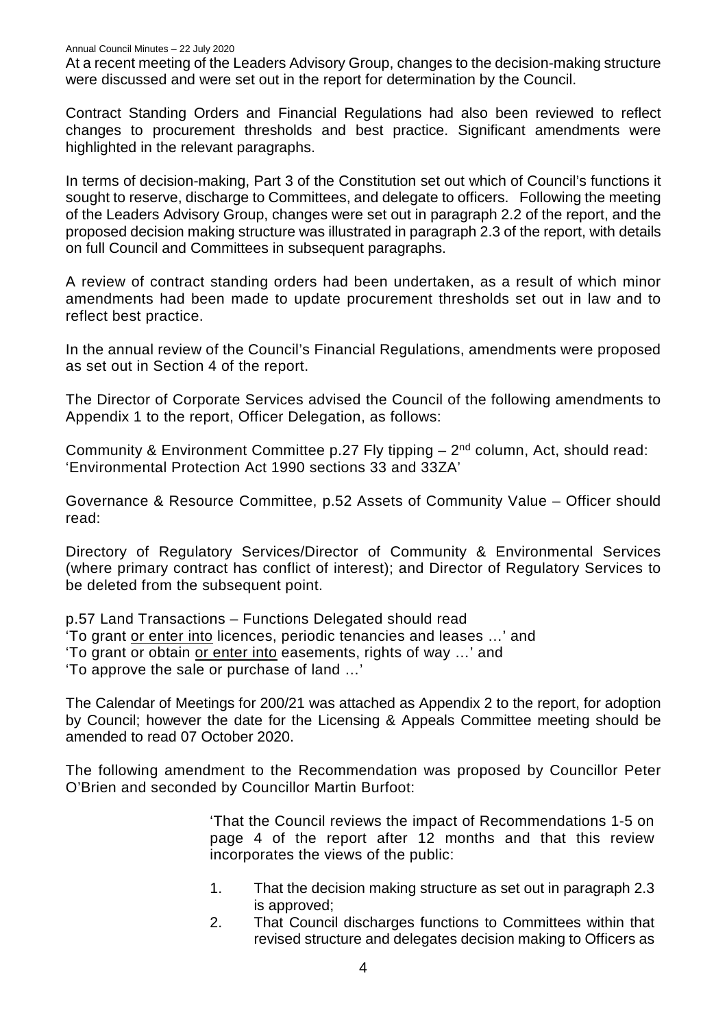At a recent meeting of the Leaders Advisory Group, changes to the decision-making structure were discussed and were set out in the report for determination by the Council.

Contract Standing Orders and Financial Regulations had also been reviewed to reflect changes to procurement thresholds and best practice. Significant amendments were highlighted in the relevant paragraphs.

In terms of decision-making, Part 3 of the Constitution set out which of Council's functions it sought to reserve, discharge to Committees, and delegate to officers. Following the meeting of the Leaders Advisory Group, changes were set out in paragraph 2.2 of the report, and the proposed decision making structure was illustrated in paragraph 2.3 of the report, with details on full Council and Committees in subsequent paragraphs.

A review of contract standing orders had been undertaken, as a result of which minor amendments had been made to update procurement thresholds set out in law and to reflect best practice.

In the annual review of the Council's Financial Regulations, amendments were proposed as set out in Section 4 of the report.

The Director of Corporate Services advised the Council of the following amendments to Appendix 1 to the report, Officer Delegation, as follows:

Community & Environment Committee p.27 Fly tipping – 2nd column, Act, should read: 'Environmental Protection Act 1990 sections 33 and 33ZA'

Governance & Resource Committee, p.52 Assets of Community Value – Officer should read:

Directory of Regulatory Services/Director of Community & Environmental Services (where primary contract has conflict of interest); and Director of Regulatory Services to be deleted from the subsequent point.

p.57 Land Transactions – Functions Delegated should read
'To grant <u>or enter into</u> licences, periodic tenancies and leases …' and
'To grant or obtain <u>or enter into</u> easements, rights of way …' and
'To approve the sale or purchase of land …'

The Calendar of Meetings for 200/21 was attached as Appendix 2 to the report, for adoption by Council; however the date for the Licensing & Appeals Committee meeting should be amended to read 07 October 2020.

The following amendment to the Recommendation was proposed by Councillor Peter O'Brien and seconded by Councillor Martin Burfoot:

> 'That the Council reviews the impact of Recommendations 1-5 on page 4 of the report after 12 months and that this review incorporates the views of the public:
>
> 1. That the decision making structure as set out in paragraph 2.3 is approved;
> 2. That Council discharges functions to Committees within that revised structure and delegates decision making to Officers as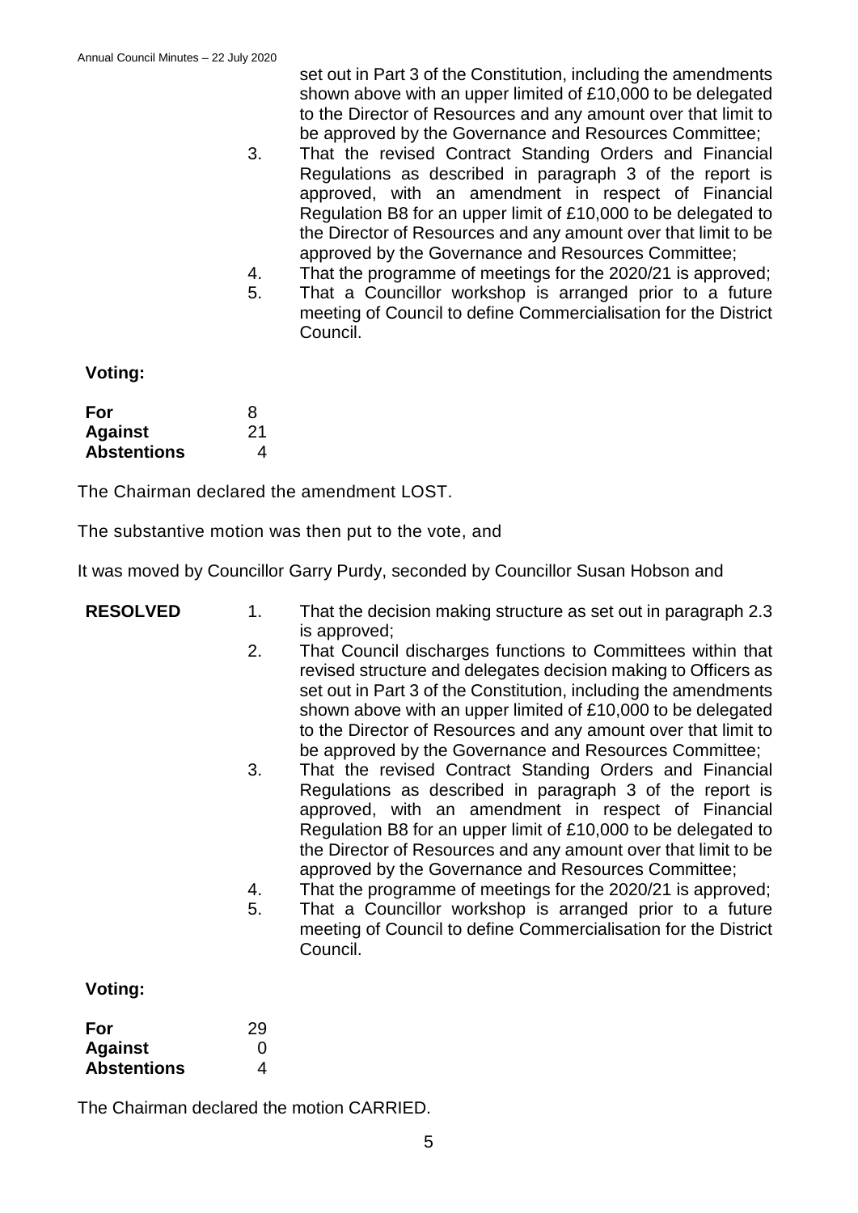set out in Part 3 of the Constitution, including the amendments shown above with an upper limited of £10,000 to be delegated to the Director of Resources and any amount over that limit to be approved by the Governance and Resources Committee;

3. That the revised Contract Standing Orders and Financial Regulations as described in paragraph 3 of the report is approved, with an amendment in respect of Financial Regulation B8 for an upper limit of £10,000 to be delegated to the Director of Resources and any amount over that limit to be approved by the Governance and Resources Committee;
4. That the programme of meetings for the 2020/21 is approved;
5. That a Councillor workshop is arranged prior to a future meeting of Council to define Commercialisation for the District Council.

**Voting:**

| | |
|---|---|
| **For** | 8 |
| **Against** | 21 |
| **Abstentions** | 4 |

The Chairman declared the amendment LOST.

The substantive motion was then put to the vote, and

It was moved by Councillor Garry Purdy, seconded by Councillor Susan Hobson and

**RESOLVED**

1. That the decision making structure as set out in paragraph 2.3 is approved;
2. That Council discharges functions to Committees within that revised structure and delegates decision making to Officers as set out in Part 3 of the Constitution, including the amendments shown above with an upper limited of £10,000 to be delegated to the Director of Resources and any amount over that limit to be approved by the Governance and Resources Committee;
3. That the revised Contract Standing Orders and Financial Regulations as described in paragraph 3 of the report is approved, with an amendment in respect of Financial Regulation B8 for an upper limit of £10,000 to be delegated to the Director of Resources and any amount over that limit to be approved by the Governance and Resources Committee;
4. That the programme of meetings for the 2020/21 is approved;
5. That a Councillor workshop is arranged prior to a future meeting of Council to define Commercialisation for the District Council.

**Voting:**

| | |
|---|---|
| **For** | 29 |
| **Against** | 0 |
| **Abstentions** | 4 |

The Chairman declared the motion CARRIED.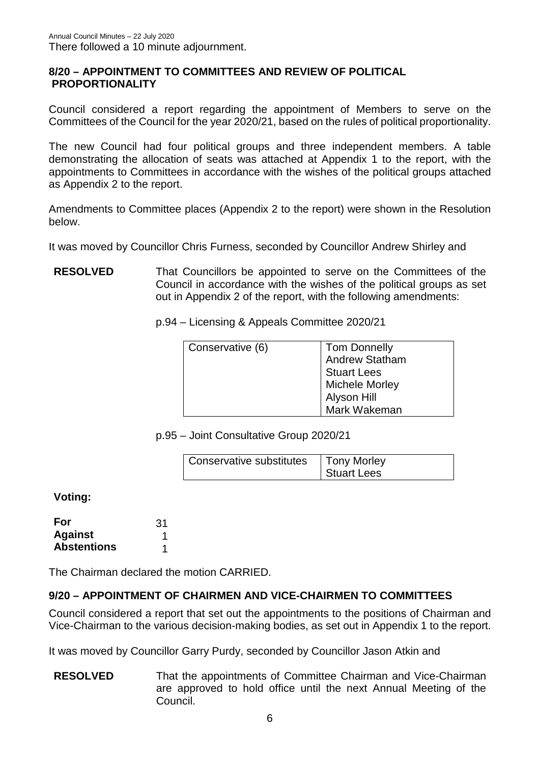There followed a 10 minute adjournment.

## 8/20 – APPOINTMENT TO COMMITTEES AND REVIEW OF POLITICAL PROPORTIONALITY

Council considered a report regarding the appointment of Members to serve on the Committees of the Council for the year 2020/21, based on the rules of political proportionality.

The new Council had four political groups and three independent members. A table demonstrating the allocation of seats was attached at Appendix 1 to the report, with the appointments to Committees in accordance with the wishes of the political groups attached as Appendix 2 to the report.

Amendments to Committee places (Appendix 2 to the report) were shown in the Resolution below.

It was moved by Councillor Chris Furness, seconded by Councillor Andrew Shirley and

**RESOLVED** That Councillors be appointed to serve on the Committees of the Council in accordance with the wishes of the political groups as set out in Appendix 2 of the report, with the following amendments:

p.94 – Licensing & Appeals Committee 2020/21

| | |
|---|---|
| Conservative (6) | Tom Donnelly<br>Andrew Statham<br>Stuart Lees<br>Michele Morley<br>Alyson Hill<br>Mark Wakeman |

p.95 – Joint Consultative Group 2020/21

| | |
|---|---|
| Conservative substitutes | Tony Morley<br>Stuart Lees |

**Voting:**

| | |
|---|---|
| **For** | 31 |
| **Against** | 1 |
| **Abstentions** | 1 |

The Chairman declared the motion CARRIED.

## 9/20 – APPOINTMENT OF CHAIRMEN AND VICE-CHAIRMEN TO COMMITTEES

Council considered a report that set out the appointments to the positions of Chairman and Vice-Chairman to the various decision-making bodies, as set out in Appendix 1 to the report.

It was moved by Councillor Garry Purdy, seconded by Councillor Jason Atkin and

**RESOLVED** That the appointments of Committee Chairman and Vice-Chairman are approved to hold office until the next Annual Meeting of the Council.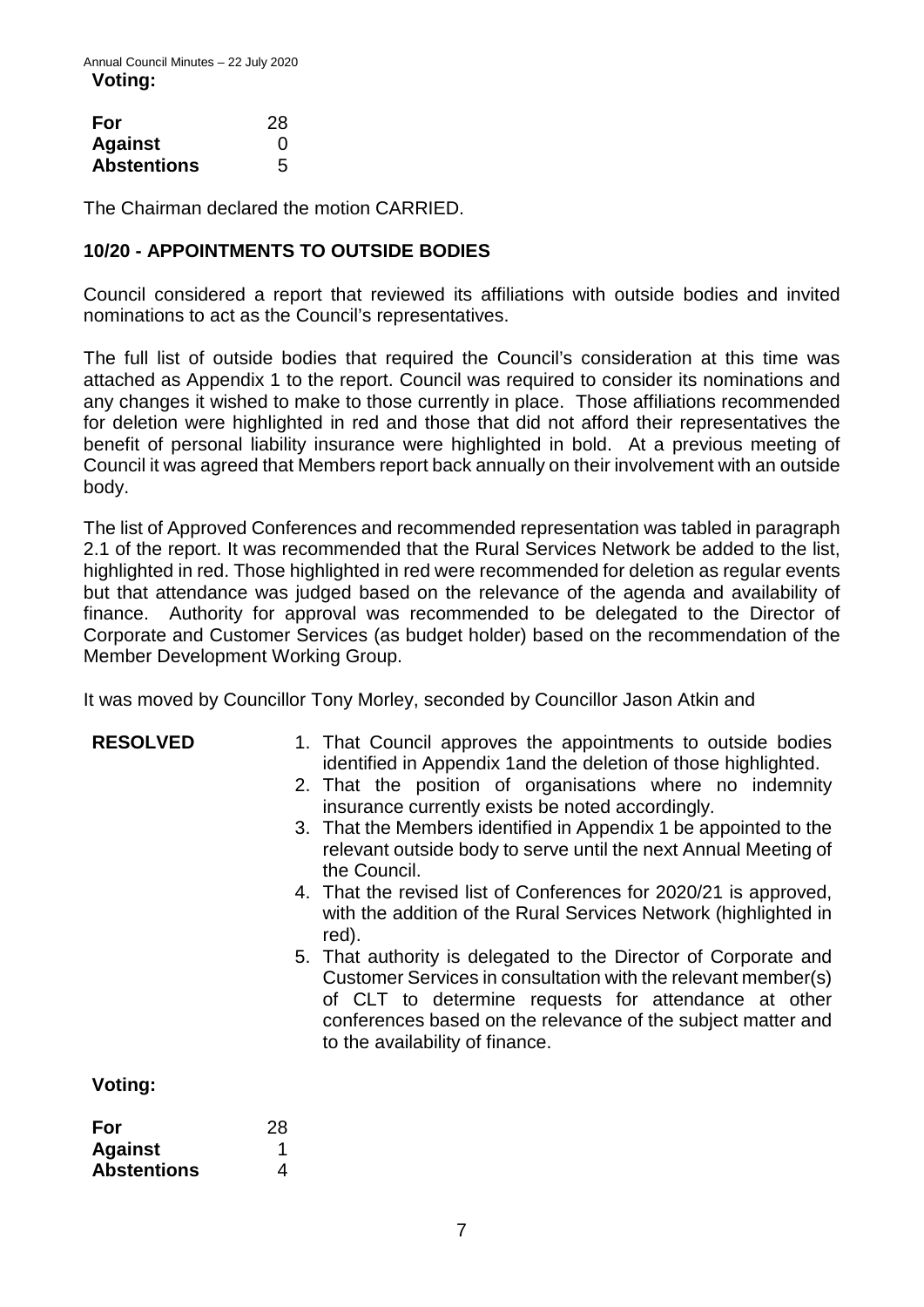**Voting:**

| | |
|---|---|
| **For** | 28 |
| **Against** | 0 |
| **Abstentions** | 5 |

The Chairman declared the motion CARRIED.

## 10/20 - APPOINTMENTS TO OUTSIDE BODIES

Council considered a report that reviewed its affiliations with outside bodies and invited nominations to act as the Council's representatives.

The full list of outside bodies that required the Council's consideration at this time was attached as Appendix 1 to the report. Council was required to consider its nominations and any changes it wished to make to those currently in place. Those affiliations recommended for deletion were highlighted in red and those that did not afford their representatives the benefit of personal liability insurance were highlighted in bold. At a previous meeting of Council it was agreed that Members report back annually on their involvement with an outside body.

The list of Approved Conferences and recommended representation was tabled in paragraph 2.1 of the report. It was recommended that the Rural Services Network be added to the list, highlighted in red. Those highlighted in red were recommended for deletion as regular events but that attendance was judged based on the relevance of the agenda and availability of finance. Authority for approval was recommended to be delegated to the Director of Corporate and Customer Services (as budget holder) based on the recommendation of the Member Development Working Group.

It was moved by Councillor Tony Morley, seconded by Councillor Jason Atkin and

**RESOLVED**

1. That Council approves the appointments to outside bodies identified in Appendix 1and the deletion of those highlighted.
2. That the position of organisations where no indemnity insurance currently exists be noted accordingly.
3. That the Members identified in Appendix 1 be appointed to the relevant outside body to serve until the next Annual Meeting of the Council.
4. That the revised list of Conferences for 2020/21 is approved, with the addition of the Rural Services Network (highlighted in red).
5. That authority is delegated to the Director of Corporate and Customer Services in consultation with the relevant member(s) of CLT to determine requests for attendance at other conferences based on the relevance of the subject matter and to the availability of finance.

**Voting:**

| | |
|---|---|
| **For** | 28 |
| **Against** | 1 |
| **Abstentions** | 4 |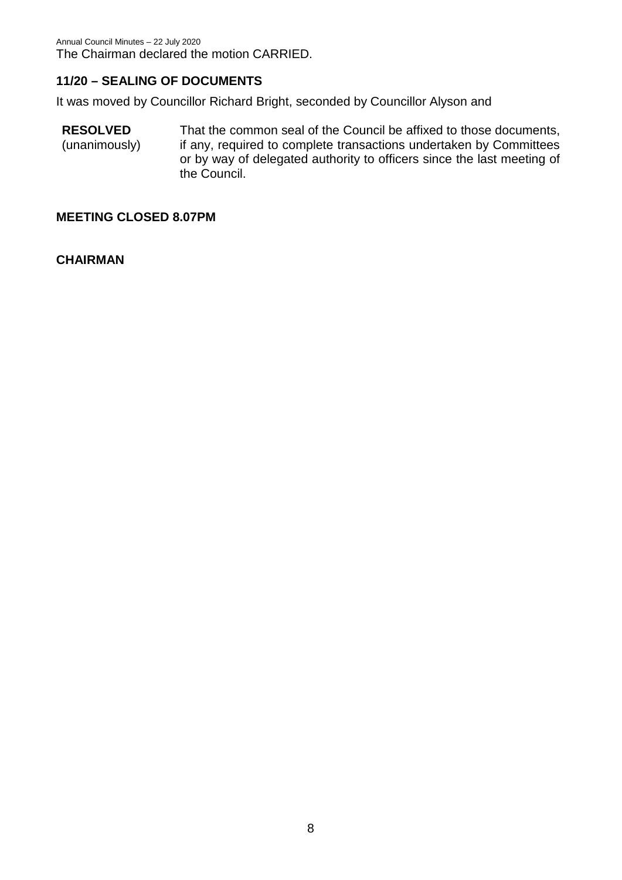The Chairman declared the motion CARRIED.

**11/20 – SEALING OF DOCUMENTS**

It was moved by Councillor Richard Bright, seconded by Councillor Alyson and

**RESOLVED** (unanimously) That the common seal of the Council be affixed to those documents, if any, required to complete transactions undertaken by Committees or by way of delegated authority to officers since the last meeting of the Council.

**MEETING CLOSED 8.07PM**

**CHAIRMAN**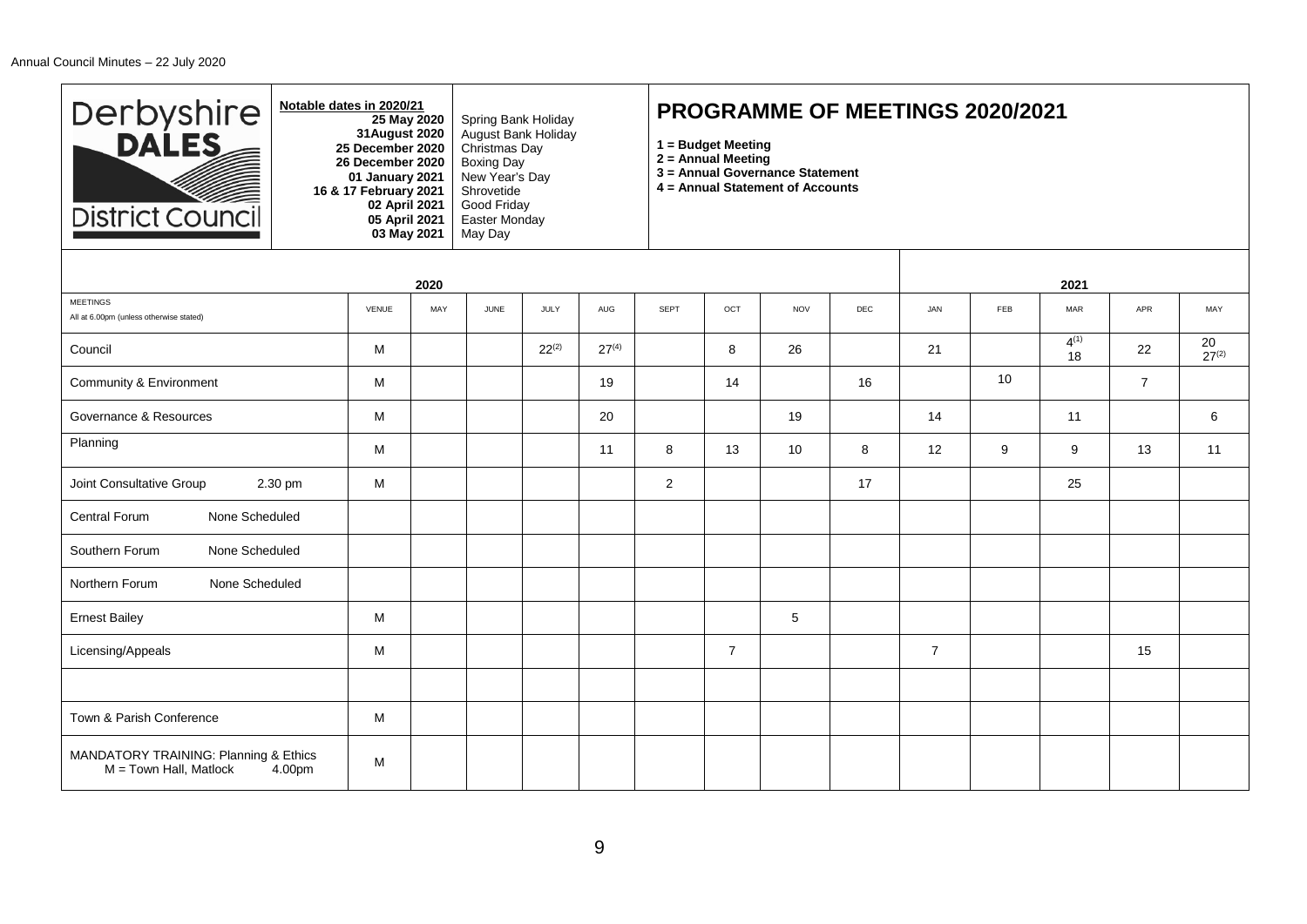**Derbyshire DALES District Council**

**Notable dates in 2020/21**

| | |
|---|---|
| **25 May 2020** | Spring Bank Holiday |
| **31August 2020** | August Bank Holiday |
| **25 December 2020** | Christmas Day |
| **26 December 2020** | Boxing Day |
| **01 January 2021** | New Year's Day |
| **16 & 17 February 2021** | Shrovetide |
| **02 April 2021** | Good Friday |
| **05 April 2021** | Easter Monday |
| **03 May 2021** | May Day |

# PROGRAMME OF MEETINGS 2020/2021

**1 = Budget Meeting**
**2 = Annual Meeting**
**3 = Annual Governance Statement**
**4 = Annual Statement of Accounts**

| | | 2020 | | | | | | | | 2021 | | | | |
|---|---|---|---|---|---|---|---|---|---|---|---|---|---|---|
| MEETINGS<br>All at 6.00pm (unless otherwise stated) | VENUE | MAY | JUNE | JULY | AUG | SEPT | OCT | NOV | DEC | JAN | FEB | MAR | APR | MAY |
| Council | M | | | 22(2) | 27(4) | | 8 | 26 | | 21 | | 4(1)<br>18 | 22 | 20<br>27(2) |
| Community & Environment | M | | | | 19 | | 14 | | 16 | | 10 | | 7 | |
| Governance & Resources | M | | | | 20 | | | 19 | | 14 | | 11 | | 6 |
| Planning | M | | | | 11 | 8 | 13 | 10 | 8 | 12 | 9 | 9 | 13 | 11 |
| Joint Consultative Group 2.30 pm | M | | | | | 2 | | | 17 | | | 25 | | |
| Central Forum None Scheduled | | | | | | | | | | | | | | |
| Southern Forum None Scheduled | | | | | | | | | | | | | | |
| Northern Forum None Scheduled | | | | | | | | | | | | | | |
| Ernest Bailey | M | | | | | | | 5 | | | | | | |
| Licensing/Appeals | M | | | | | | 7 | | | 7 | | | 15 | |
| | | | | | | | | | | | | | | |
| Town & Parish Conference | M | | | | | | | | | | | | | |
| MANDATORY TRAINING: Planning & Ethics<br>M = Town Hall, Matlock 4.00pm | M | | | | | | | | | | | | | |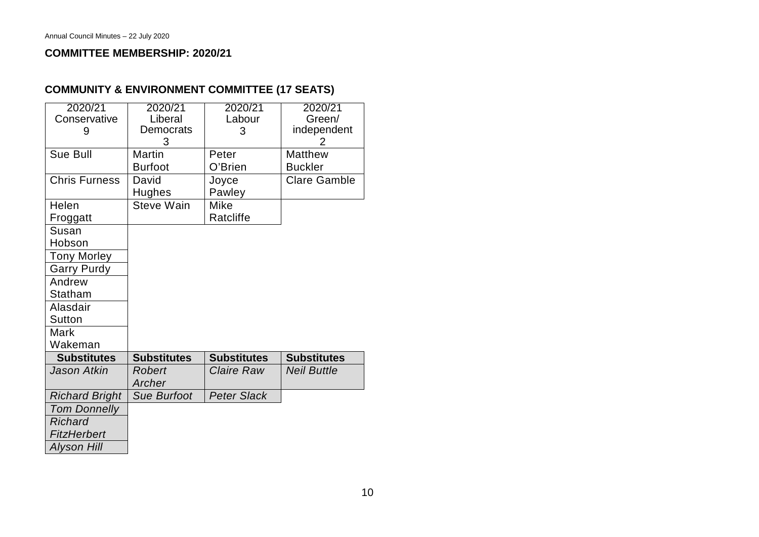## COMMITTEE MEMBERSHIP: 2020/21

### COMMUNITY & ENVIRONMENT COMMITTEE (17 SEATS)

| 2020/21 Conservative 9 | 2020/21 Liberal Democrats 3 | 2020/21 Labour 3 | 2020/21 Green/ independent 2 |
|---|---|---|---|
| Sue Bull | Martin Burfoot | Peter O'Brien | Matthew Buckler |
| Chris Furness | David Hughes | Joyce Pawley | Clare Gamble |
| Helen Froggatt | Steve Wain | Mike Ratcliffe | |
| Susan Hobson | | | |
| Tony Morley | | | |
| Garry Purdy | | | |
| Andrew Statham | | | |
| Alasdair Sutton | | | |
| Mark Wakeman | | | |
| **Substitutes** | **Substitutes** | **Substitutes** | **Substitutes** |
| *Jason Atkin* | *Robert Archer* | *Claire Raw* | *Neil Buttle* |
| *Richard Bright* | *Sue Burfoot* | *Peter Slack* | |
| *Tom Donnelly* | | | |
| *Richard FitzHerbert* | | | |
| *Alyson Hill* | | | |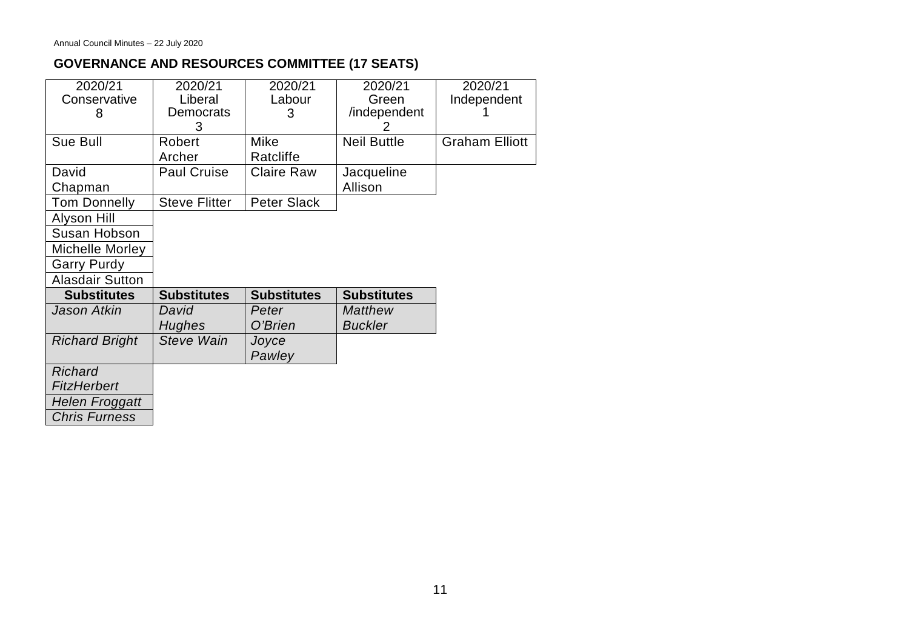## GOVERNANCE AND RESOURCES COMMITTEE (17 SEATS)

| 2020/21 Conservative 8 | 2020/21 Liberal Democrats 3 | 2020/21 Labour 3 | 2020/21 Green /independent 2 | 2020/21 Independent 1 |
|---|---|---|---|---|
| Sue Bull | Robert Archer | Mike Ratcliffe | Neil Buttle | Graham Elliott |
| David Chapman | Paul Cruise | Claire Raw | Jacqueline Allison | |
| Tom Donnelly | Steve Flitter | Peter Slack | | |
| Alyson Hill | | | | |
| Susan Hobson | | | | |
| Michelle Morley | | | | |
| Garry Purdy | | | | |
| Alasdair Sutton | | | | |
| **Substitutes** | **Substitutes** | **Substitutes** | **Substitutes** | |
| *Jason Atkin* | *David Hughes* | *Peter O'Brien* | *Matthew Buckler* | |
| *Richard Bright* | *Steve Wain* | *Joyce Pawley* | | |
| *Richard FitzHerbert* | | | | |
| *Helen Froggatt* | | | | |
| *Chris Furness* | | | | |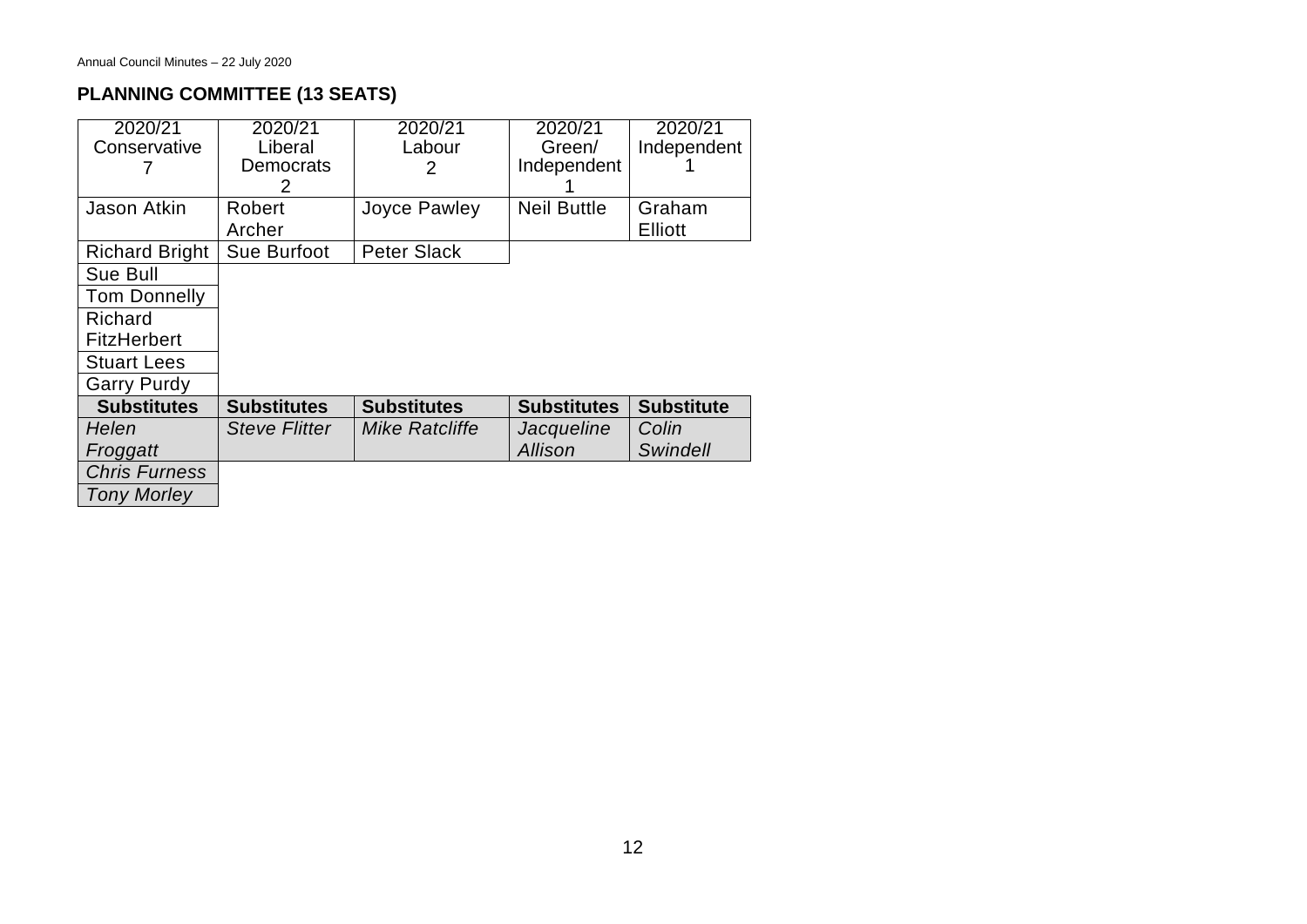## PLANNING COMMITTEE (13 SEATS)

| 2020/21 Conservative 7 | 2020/21 Liberal Democrats 2 | 2020/21 Labour 2 | 2020/21 Green/ Independent 1 | 2020/21 Independent 1 |
|---|---|---|---|---|
| Jason Atkin | Robert Archer | Joyce Pawley | Neil Buttle | Graham Elliott |
| Richard Bright | Sue Burfoot | Peter Slack | | |
| Sue Bull | | | | |
| Tom Donnelly | | | | |
| Richard FitzHerbert | | | | |
| Stuart Lees | | | | |
| Garry Purdy | | | | |
| **Substitutes** | **Substitutes** | **Substitutes** | **Substitutes** | **Substitute** |
| *Helen Froggatt* | *Steve Flitter* | *Mike Ratcliffe* | *Jacqueline Allison* | *Colin Swindell* |
| *Chris Furness* | | | | |
| *Tony Morley* | | | | |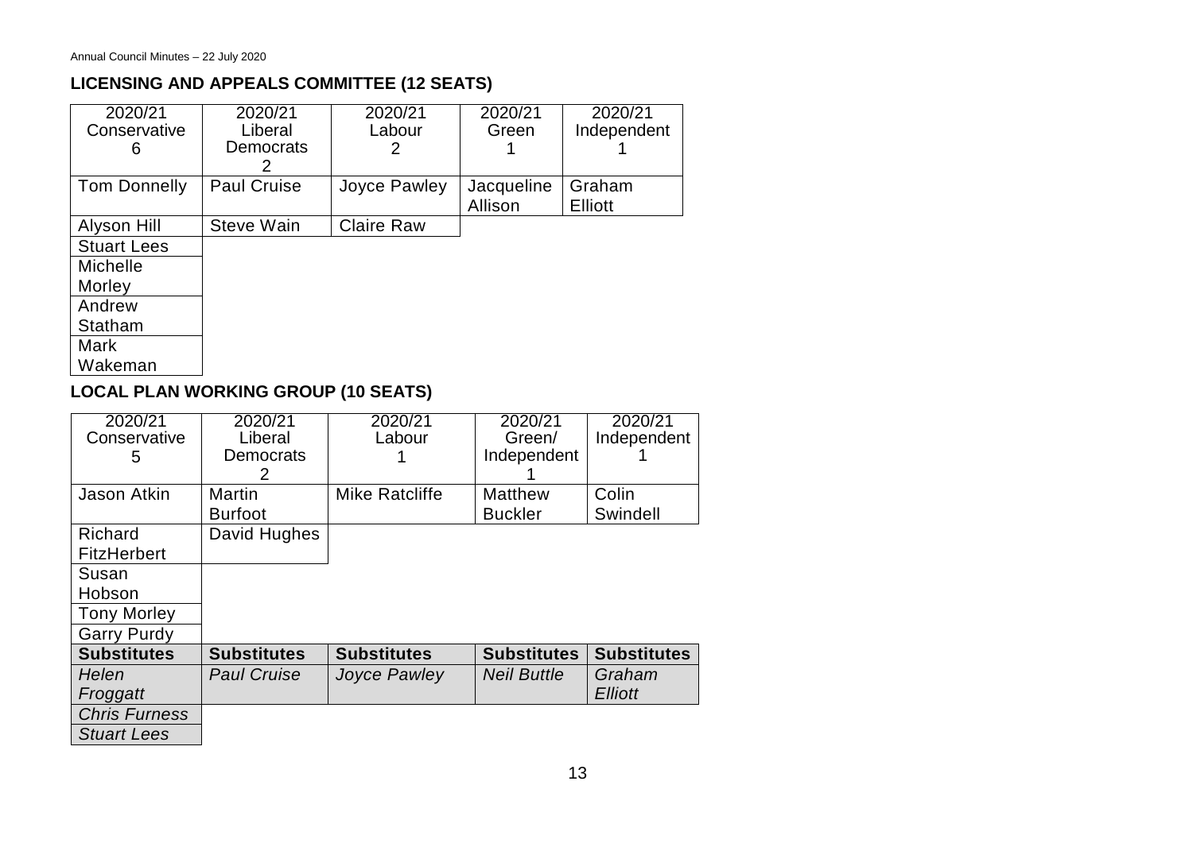## LICENSING AND APPEALS COMMITTEE (12 SEATS)

| 2020/21 Conservative 6 | 2020/21 Liberal Democrats 2 | 2020/21 Labour 2 | 2020/21 Green 1 | 2020/21 Independent 1 |
|---|---|---|---|---|
| Tom Donnelly | Paul Cruise | Joyce Pawley | Jacqueline Allison | Graham Elliott |
| Alyson Hill | Steve Wain | Claire Raw | | |
| Stuart Lees | | | | |
| Michelle Morley | | | | |
| Andrew Statham | | | | |
| Mark Wakeman | | | | |

## LOCAL PLAN WORKING GROUP (10 SEATS)

| 2020/21 Conservative 5 | 2020/21 Liberal Democrats 2 | 2020/21 Labour 1 | 2020/21 Green/ Independent 1 | 2020/21 Independent 1 |
|---|---|---|---|---|
| Jason Atkin | Martin Burfoot | Mike Ratcliffe | Matthew Buckler | Colin Swindell |
| Richard FitzHerbert | David Hughes | | | |
| Susan Hobson | | | | |
| Tony Morley | | | | |
| Garry Purdy | | | | |
| **Substitutes** | **Substitutes** | **Substitutes** | **Substitutes** | **Substitutes** |
| *Helen Froggatt* | *Paul Cruise* | *Joyce Pawley* | *Neil Buttle* | *Graham Elliott* |
| *Chris Furness* | | | | |
| *Stuart Lees* | | | | |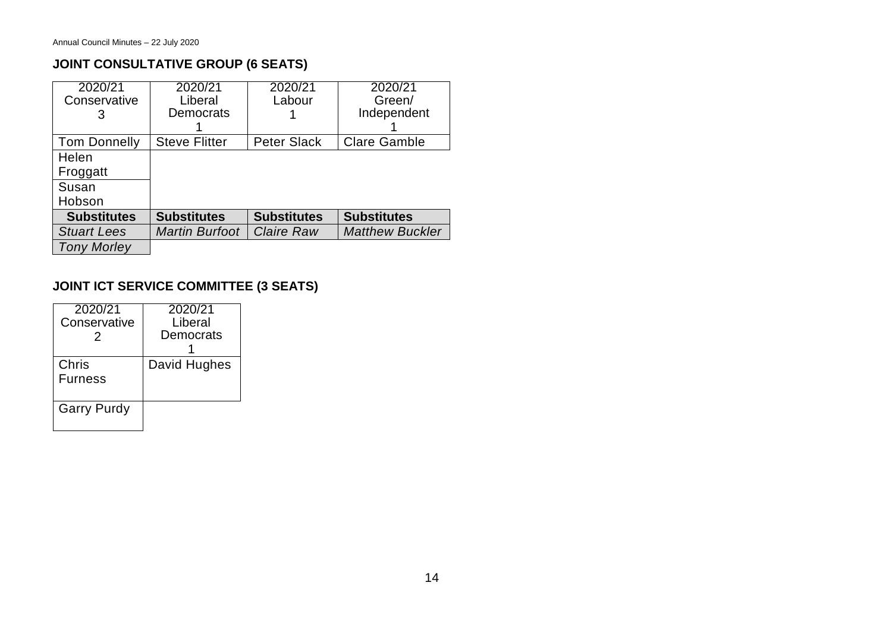## JOINT CONSULTATIVE GROUP (6 SEATS)

| 2020/21 Conservative 3 | 2020/21 Liberal Democrats 1 | 2020/21 Labour 1 | 2020/21 Green/ Independent 1 |
|---|---|---|---|
| Tom Donnelly | Steve Flitter | Peter Slack | Clare Gamble |
| Helen Froggatt | | | |
| Susan Hobson | | | |
| **Substitutes** | **Substitutes** | **Substitutes** | **Substitutes** |
| *Stuart Lees* | *Martin Burfoot* | *Claire Raw* | *Matthew Buckler* |
| *Tony Morley* | | | |

## JOINT ICT SERVICE COMMITTEE (3 SEATS)

| 2020/21 Conservative 2 | 2020/21 Liberal Democrats 1 |
|---|---|
| Chris Furness | David Hughes |
| Garry Purdy | |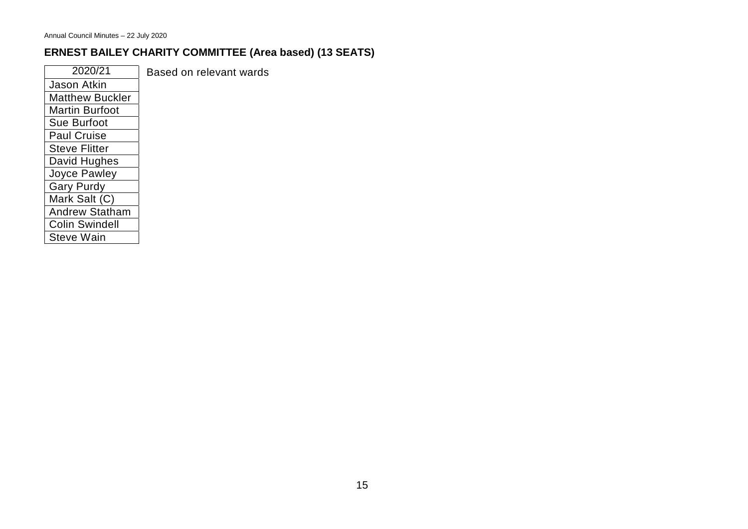## ERNEST BAILEY CHARITY COMMITTEE (Area based) (13 SEATS)

| 2020/21 |
|---|
| Jason Atkin |
| Matthew Buckler |
| Martin Burfoot |
| Sue Burfoot |
| Paul Cruise |
| Steve Flitter |
| David Hughes |
| Joyce Pawley |
| Gary Purdy |
| Mark Salt (C) |
| Andrew Statham |
| Colin Swindell |
| Steve Wain |

Based on relevant wards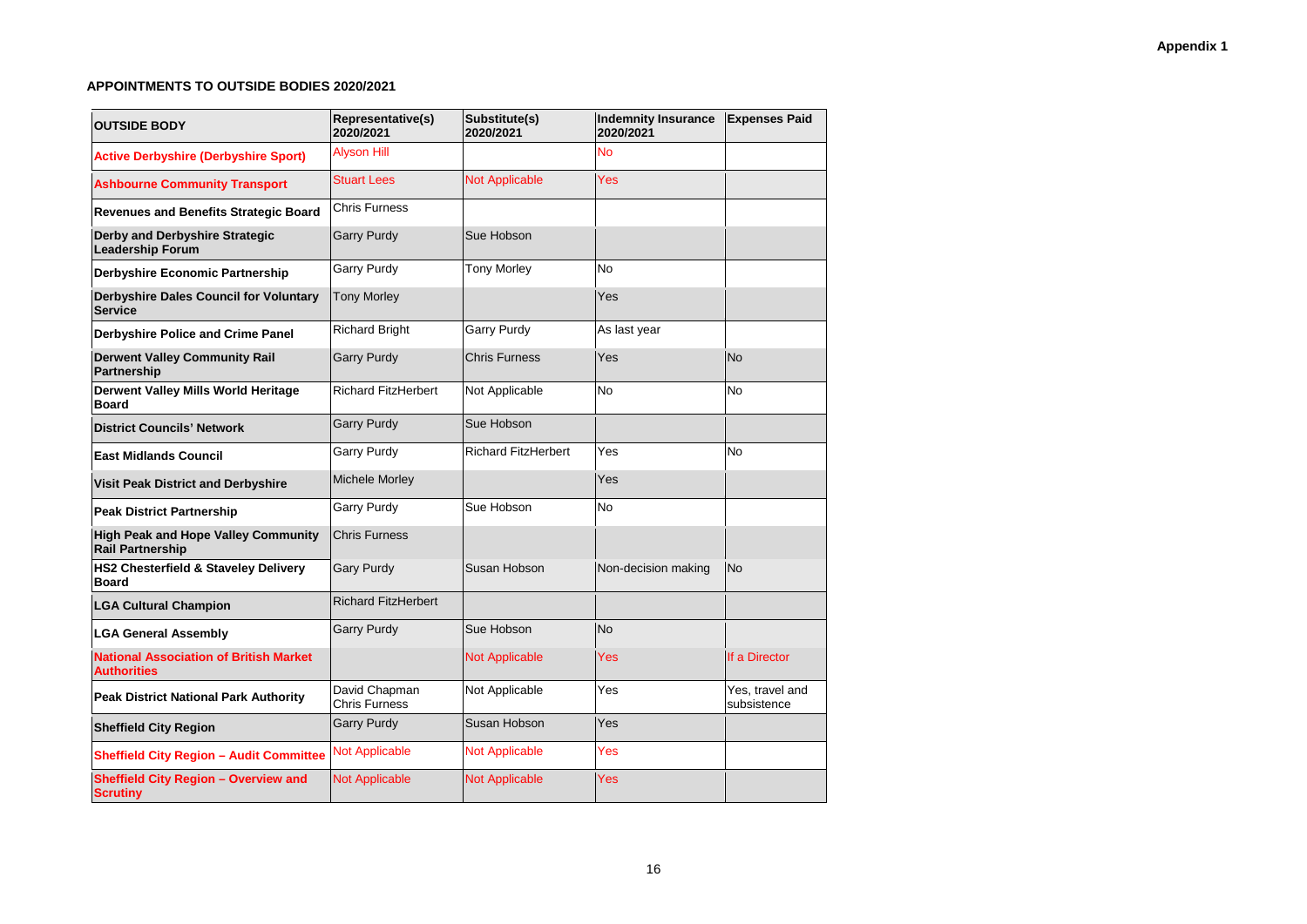Appendix 1

**APPOINTMENTS TO OUTSIDE BODIES 2020/2021**

| OUTSIDE BODY | Representative(s) 2020/2021 | Substitute(s) 2020/2021 | Indemnity Insurance 2020/2021 | Expenses Paid |
|---|---|---|---|---|
| **Active Derbyshire (Derbyshire Sport)** | Alyson Hill | | No | |
| **Ashbourne Community Transport** | Stuart Lees | Not Applicable | Yes | |
| **Revenues and Benefits Strategic Board** | Chris Furness | | | |
| **Derby and Derbyshire Strategic Leadership Forum** | Garry Purdy | Sue Hobson | | |
| **Derbyshire Economic Partnership** | Garry Purdy | Tony Morley | No | |
| **Derbyshire Dales Council for Voluntary Service** | Tony Morley | | Yes | |
| **Derbyshire Police and Crime Panel** | Richard Bright | Garry Purdy | As last year | |
| **Derwent Valley Community Rail Partnership** | Garry Purdy | Chris Furness | Yes | No |
| **Derwent Valley Mills World Heritage Board** | Richard FitzHerbert | Not Applicable | No | No |
| **District Councils' Network** | Garry Purdy | Sue Hobson | | |
| **East Midlands Council** | Garry Purdy | Richard FitzHerbert | Yes | No |
| **Visit Peak District and Derbyshire** | Michele Morley | | Yes | |
| **Peak District Partnership** | Garry Purdy | Sue Hobson | No | |
| **High Peak and Hope Valley Community Rail Partnership** | Chris Furness | | | |
| **HS2 Chesterfield & Staveley Delivery Board** | Gary Purdy | Susan Hobson | Non-decision making | No |
| **LGA Cultural Champion** | Richard FitzHerbert | | | |
| **LGA General Assembly** | Garry Purdy | Sue Hobson | No | |
| **National Association of British Market Authorities** | | Not Applicable | Yes | If a Director |
| **Peak District National Park Authority** | David Chapman<br>Chris Furness | Not Applicable | Yes | Yes, travel and subsistence |
| **Sheffield City Region** | Garry Purdy | Susan Hobson | Yes | |
| **Sheffield City Region – Audit Committee** | Not Applicable | Not Applicable | Yes | |
| **Sheffield City Region – Overview and Scrutiny** | Not Applicable | Not Applicable | Yes | |